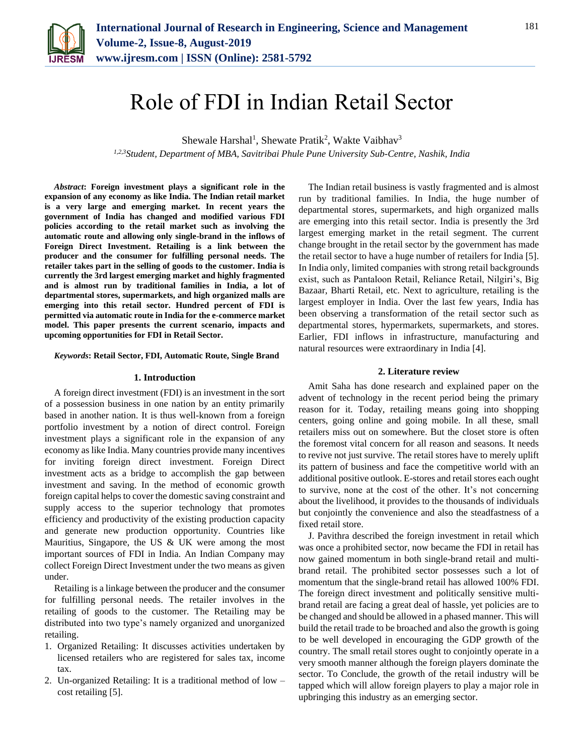# Role of FDI in Indian Retail Sector

Shewale Harshal[1], Shewate Pratik[2], Wakte Vaibhav[3]

*[1,2,3]Student, Department of MBA, Savitribai Phule Pune University Sub-Centre, Nashik, India*

***Abstract*: Foreign investment plays a significant role in the expansion of any economy as like India. The Indian retail market is a very large and emerging market. In recent years the government of India has changed and modified various FDI policies according to the retail market such as involving the automatic route and allowing only single-brand in the inflows of Foreign Direct Investment. Retailing is a link between the producer and the consumer for fulfilling personal needs. The retailer takes part in the selling of goods to the customer. India is currently the 3rd largest emerging market and highly fragmented and is almost run by traditional families in India, a lot of departmental stores, supermarkets, and high organized malls are emerging into this retail sector. Hundred percent of FDI is permitted via automatic route in India for the e-commerce market model. This paper presents the current scenario, impacts and upcoming opportunities for FDI in Retail Sector.**

***Keywords*: Retail Sector, FDI, Automatic Route, Single Brand**

## 1. Introduction

A foreign direct investment (FDI) is an investment in the sort of a possession business in one nation by an entity primarily based in another nation. It is thus well-known from a foreign portfolio investment by a notion of direct control. Foreign investment plays a significant role in the expansion of any economy as like India. Many countries provide many incentives for inviting foreign direct investment. Foreign Direct investment acts as a bridge to accomplish the gap between investment and saving. In the method of economic growth foreign capital helps to cover the domestic saving constraint and supply access to the superior technology that promotes efficiency and productivity of the existing production capacity and generate new production opportunity. Countries like Mauritius, Singapore, the US & UK were among the most important sources of FDI in India. An Indian Company may collect Foreign Direct Investment under the two means as given under.

Retailing is a linkage between the producer and the consumer for fulfilling personal needs. The retailer involves in the retailing of goods to the customer. The Retailing may be distributed into two type's namely organized and unorganized retailing.

1. Organized Retailing: It discusses activities undertaken by licensed retailers who are registered for sales tax, income tax.
2. Un-organized Retailing: It is a traditional method of low – cost retailing [5].

The Indian retail business is vastly fragmented and is almost run by traditional families. In India, the huge number of departmental stores, supermarkets, and high organized malls are emerging into this retail sector. India is presently the 3rd largest emerging market in the retail segment. The current change brought in the retail sector by the government has made the retail sector to have a huge number of retailers for India [5]. In India only, limited companies with strong retail backgrounds exist, such as Pantaloon Retail, Reliance Retail, Nilgiri's, Big Bazaar, Bharti Retail, etc. Next to agriculture, retailing is the largest employer in India. Over the last few years, India has been observing a transformation of the retail sector such as departmental stores, hypermarkets, supermarkets, and stores. Earlier, FDI inflows in infrastructure, manufacturing and natural resources were extraordinary in India [4].

## 2. Literature review

Amit Saha has done research and explained paper on the advent of technology in the recent period being the primary reason for it. Today, retailing means going into shopping centers, going online and going mobile. In all these, small retailers miss out on somewhere. But the closet store is often the foremost vital concern for all reason and seasons. It needs to revive not just survive. The retail stores have to merely uplift its pattern of business and face the competitive world with an additional positive outlook. E-stores and retail stores each ought to survive, none at the cost of the other. It's not concerning about the livelihood, it provides to the thousands of individuals but conjointly the convenience and also the steadfastness of a fixed retail store.

J. Pavithra described the foreign investment in retail which was once a prohibited sector, now became the FDI in retail has now gained momentum in both single-brand retail and multi-brand retail. The prohibited sector possesses such a lot of momentum that the single-brand retail has allowed 100% FDI. The foreign direct investment and politically sensitive multi-brand retail are facing a great deal of hassle, yet policies are to be changed and should be allowed in a phased manner. This will build the retail trade to be broached and also the growth is going to be well developed in encouraging the GDP growth of the country. The small retail stores ought to conjointly operate in a very smooth manner although the foreign players dominate the sector. To Conclude, the growth of the retail industry will be tapped which will allow foreign players to play a major role in upbringing this industry as an emerging sector.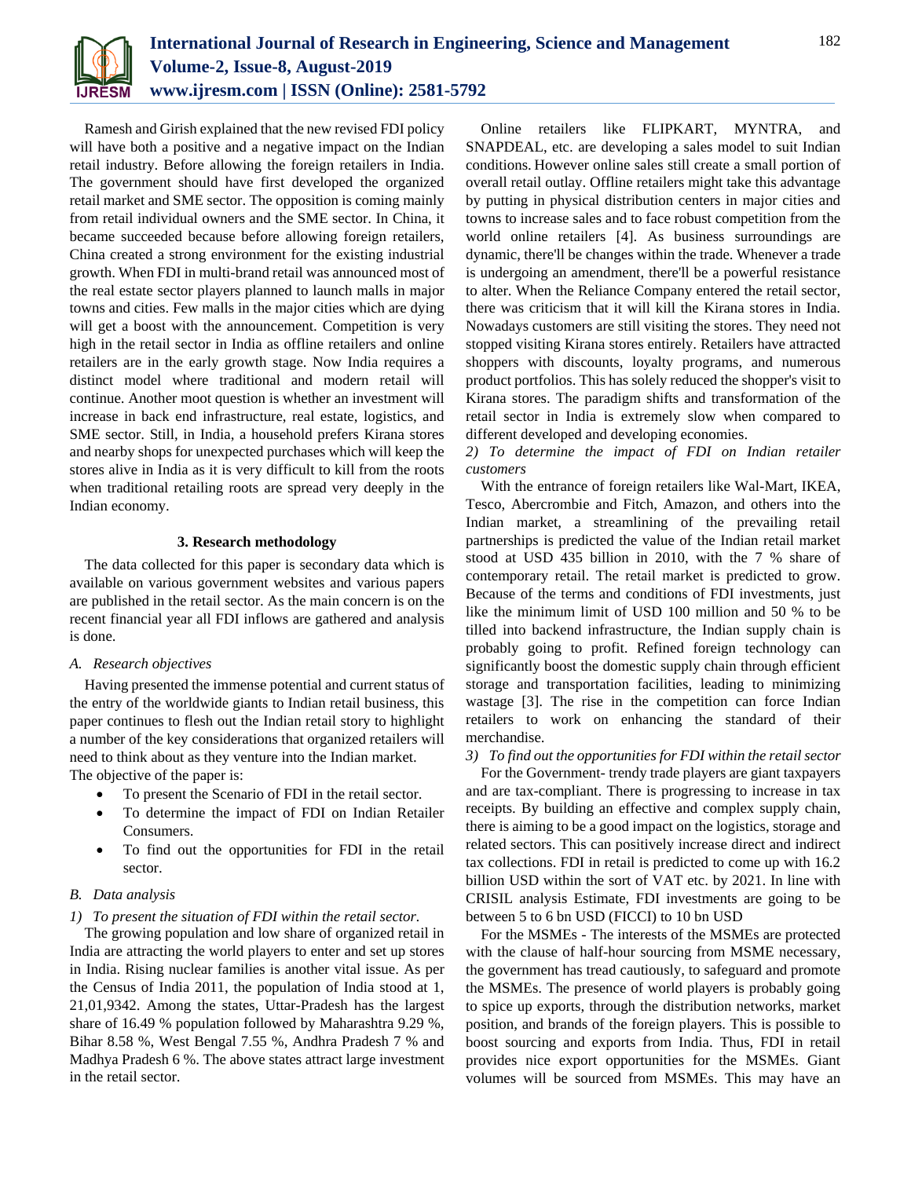Ramesh and Girish explained that the new revised FDI policy will have both a positive and a negative impact on the Indian retail industry. Before allowing the foreign retailers in India. The government should have first developed the organized retail market and SME sector. The opposition is coming mainly from retail individual owners and the SME sector. In China, it became succeeded because before allowing foreign retailers, China created a strong environment for the existing industrial growth. When FDI in multi-brand retail was announced most of the real estate sector players planned to launch malls in major towns and cities. Few malls in the major cities which are dying will get a boost with the announcement. Competition is very high in the retail sector in India as offline retailers and online retailers are in the early growth stage. Now India requires a distinct model where traditional and modern retail will continue. Another moot question is whether an investment will increase in back end infrastructure, real estate, logistics, and SME sector. Still, in India, a household prefers Kirana stores and nearby shops for unexpected purchases which will keep the stores alive in India as it is very difficult to kill from the roots when traditional retailing roots are spread very deeply in the Indian economy.

## 3. Research methodology

The data collected for this paper is secondary data which is available on various government websites and various papers are published in the retail sector. As the main concern is on the recent financial year all FDI inflows are gathered and analysis is done.

### *A. Research objectives*

Having presented the immense potential and current status of the entry of the worldwide giants to Indian retail business, this paper continues to flesh out the Indian retail story to highlight a number of the key considerations that organized retailers will need to think about as they venture into the Indian market.

The objective of the paper is:

- To present the Scenario of FDI in the retail sector.
- To determine the impact of FDI on Indian Retailer Consumers.
- To find out the opportunities for FDI in the retail sector.

### *B. Data analysis*

*1) To present the situation of FDI within the retail sector.*

The growing population and low share of organized retail in India are attracting the world players to enter and set up stores in India. Rising nuclear families is another vital issue. As per the Census of India 2011, the population of India stood at 1, 21,01,9342. Among the states, Uttar-Pradesh has the largest share of 16.49 % population followed by Maharashtra 9.29 %, Bihar 8.58 %, West Bengal 7.55 %, Andhra Pradesh 7 % and Madhya Pradesh 6 %. The above states attract large investment in the retail sector.

Online retailers like FLIPKART, MYNTRA, and SNAPDEAL, etc. are developing a sales model to suit Indian conditions. However online sales still create a small portion of overall retail outlay. Offline retailers might take this advantage by putting in physical distribution centers in major cities and towns to increase sales and to face robust competition from the world online retailers [4]. As business surroundings are dynamic, there'll be changes within the trade. Whenever a trade is undergoing an amendment, there'll be a powerful resistance to alter. When the Reliance Company entered the retail sector, there was criticism that it will kill the Kirana stores in India. Nowadays customers are still visiting the stores. They need not stopped visiting Kirana stores entirely. Retailers have attracted shoppers with discounts, loyalty programs, and numerous product portfolios. This has solely reduced the shopper's visit to Kirana stores. The paradigm shifts and transformation of the retail sector in India is extremely slow when compared to different developed and developing economies.

*2) To determine the impact of FDI on Indian retailer customers*

With the entrance of foreign retailers like Wal-Mart, IKEA, Tesco, Abercrombie and Fitch, Amazon, and others into the Indian market, a streamlining of the prevailing retail partnerships is predicted the value of the Indian retail market stood at USD 435 billion in 2010, with the 7 % share of contemporary retail. The retail market is predicted to grow. Because of the terms and conditions of FDI investments, just like the minimum limit of USD 100 million and 50 % to be tilled into backend infrastructure, the Indian supply chain is probably going to profit. Refined foreign technology can significantly boost the domestic supply chain through efficient storage and transportation facilities, leading to minimizing wastage [3]. The rise in the competition can force Indian retailers to work on enhancing the standard of their merchandise.

*3) To find out the opportunities for FDI within the retail sector*

For the Government- trendy trade players are giant taxpayers and are tax-compliant. There is progressing to increase in tax receipts. By building an effective and complex supply chain, there is aiming to be a good impact on the logistics, storage and related sectors. This can positively increase direct and indirect tax collections. FDI in retail is predicted to come up with 16.2 billion USD within the sort of VAT etc. by 2021. In line with CRISIL analysis Estimate, FDI investments are going to be between 5 to 6 bn USD (FICCI) to 10 bn USD

For the MSMEs - The interests of the MSMEs are protected with the clause of half-hour sourcing from MSME necessary, the government has tread cautiously, to safeguard and promote the MSMEs. The presence of world players is probably going to spice up exports, through the distribution networks, market position, and brands of the foreign players. This is possible to boost sourcing and exports from India. Thus, FDI in retail provides nice export opportunities for the MSMEs. Giant volumes will be sourced from MSMEs. This may have an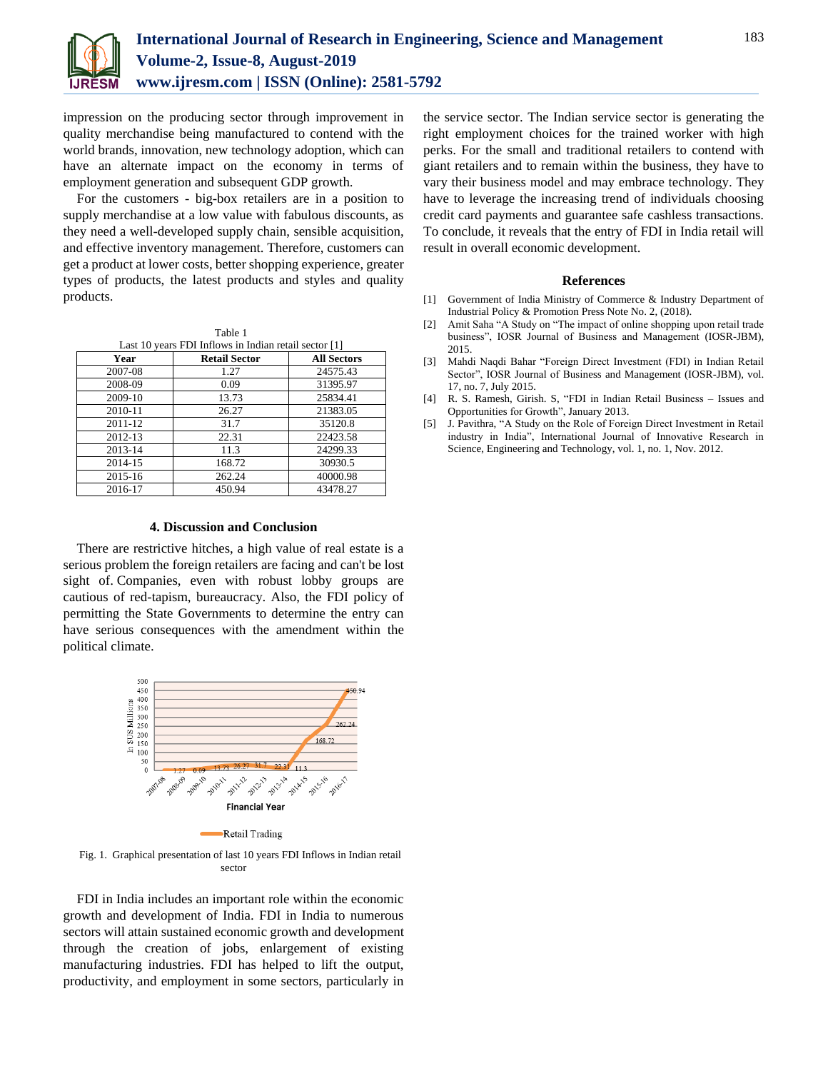impression on the producing sector through improvement in quality merchandise being manufactured to contend with the world brands, innovation, new technology adoption, which can have an alternate impact on the economy in terms of employment generation and subsequent GDP growth.

For the customers - big-box retailers are in a position to supply merchandise at a low value with fabulous discounts, as they need a well-developed supply chain, sensible acquisition, and effective inventory management. Therefore, customers can get a product at lower costs, better shopping experience, greater types of products, the latest products and styles and quality products.

Table 1
Last 10 years FDI Inflows in Indian retail sector [1]

| Year | Retail Sector | All Sectors |
|---|---|---|
| 2007-08 | 1.27 | 24575.43 |
| 2008-09 | 0.09 | 31395.97 |
| 2009-10 | 13.73 | 25834.41 |
| 2010-11 | 26.27 | 21383.05 |
| 2011-12 | 31.7 | 35120.8 |
| 2012-13 | 22.31 | 22423.58 |
| 2013-14 | 11.3 | 24299.33 |
| 2014-15 | 168.72 | 30930.5 |
| 2015-16 | 262.24 | 40000.98 |
| 2016-17 | 450.94 | 43478.27 |

## 4. Discussion and Conclusion

There are restrictive hitches, a high value of real estate is a serious problem the foreign retailers are facing and can't be lost sight of. Companies, even with robust lobby groups are cautious of red-tapism, bureaucracy. Also, the FDI policy of permitting the State Governments to determine the entry can have serious consequences with the amendment within the political climate.

In $US Millions
500
450
400
350
300
250
200
150
100
50
0
1.27
0.09
13.73
26.27
31.7
22.31
11.3
168.72
262.24
450.94
2007-08
2008-09
2009-10
2010-11
2011-12
2012-13
2013-14
2014-15
2015-16
2016-17
Financial Year
Retail Trading

Fig. 1. Graphical presentation of last 10 years FDI Inflows in Indian retail sector

FDI in India includes an important role within the economic growth and development of India. FDI in India to numerous sectors will attain sustained economic growth and development through the creation of jobs, enlargement of existing manufacturing industries. FDI has helped to lift the output, productivity, and employment in some sectors, particularly in the service sector. The Indian service sector is generating the right employment choices for the trained worker with high perks. For the small and traditional retailers to contend with giant retailers and to remain within the business, they have to vary their business model and may embrace technology. They have to leverage the increasing trend of individuals choosing credit card payments and guarantee safe cashless transactions. To conclude, it reveals that the entry of FDI in India retail will result in overall economic development.

## References

[1] Government of India Ministry of Commerce & Industry Department of Industrial Policy & Promotion Press Note No. 2, (2018).

[2] Amit Saha "A Study on "The impact of online shopping upon retail trade business", IOSR Journal of Business and Management (IOSR-JBM), 2015.

[3] Mahdi Naqdi Bahar "Foreign Direct Investment (FDI) in Indian Retail Sector", IOSR Journal of Business and Management (IOSR-JBM), vol. 17, no. 7, July 2015.

[4] R. S. Ramesh, Girish. S, "FDI in Indian Retail Business – Issues and Opportunities for Growth", January 2013.

[5] J. Pavithra, "A Study on the Role of Foreign Direct Investment in Retail industry in India", International Journal of Innovative Research in Science, Engineering and Technology, vol. 1, no. 1, Nov. 2012.